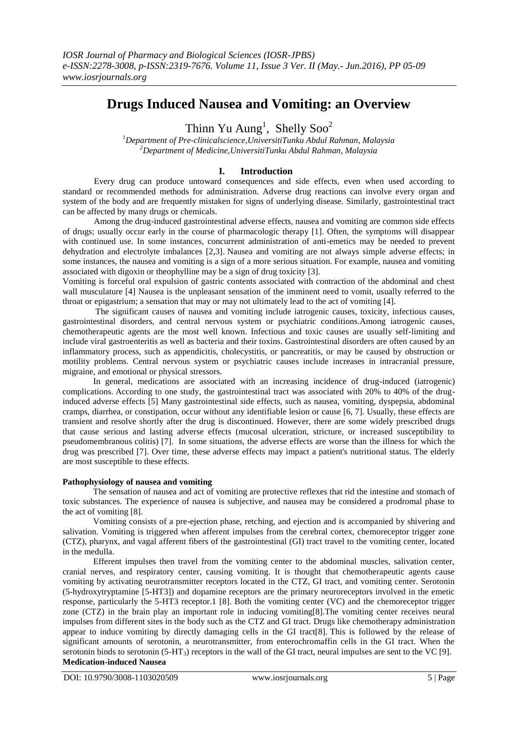# Drugs Induced Nausea and Vomiting: an Overview

Thinn Yu Aung[1], Shelly Soo[2]

[1]Department of Pre-clinicalscience,UniversitiTunku Abdul Rahman, Malaysia
[2]Department of Medicine,UniversitiTunku Abdul Rahman, Malaysia

## I. Introduction

Every drug can produce untoward consequences and side effects, even when used according to standard or recommended methods for administration. Adverse drug reactions can involve every organ and system of the body and are frequently mistaken for signs of underlying disease. Similarly, gastrointestinal tract can be affected by many drugs or chemicals.

Among the drug-induced gastrointestinal adverse effects, nausea and vomiting are common side effects of drugs; usually occur early in the course of pharmacologic therapy [1]. Often, the symptoms will disappear with continued use. In some instances, concurrent administration of anti-emetics may be needed to prevent dehydration and electrolyte imbalances [2,3]. Nausea and vomiting are not always simple adverse effects; in some instances, the nausea and vomiting is a sign of a more serious situation. For example, nausea and vomiting associated with digoxin or theophylline may be a sign of drug toxicity [3].

Vomiting is forceful oral expulsion of gastric contents associated with contraction of the abdominal and chest wall musculature [4] Nausea is the unpleasant sensation of the imminent need to vomit, usually referred to the throat or epigastrium; a sensation that may or may not ultimately lead to the act of vomiting [4].

The significant causes of nausea and vomiting include iatrogenic causes, toxicity, infectious causes, gastrointestinal disorders, and central nervous system or psychiatric conditions.Among iatrogenic causes, chemotherapeutic agents are the most well known. Infectious and toxic causes are usually self-limiting and include viral gastroenteritis as well as bacteria and their toxins. Gastrointestinal disorders are often caused by an inflammatory process, such as appendicitis, cholecystitis, or pancreatitis, or may be caused by obstruction or motility problems. Central nervous system or psychiatric causes include increases in intracranial pressure, migraine, and emotional or physical stressors.

In general, medications are associated with an increasing incidence of drug-induced (iatrogenic) complications. According to one study, the gastrointestinal tract was associated with 20% to 40% of the drug-induced adverse effects [5] Many gastrointestinal side effects, such as nausea, vomiting, dyspepsia, abdominal cramps, diarrhea, or constipation, occur without any identifiable lesion or cause [6, 7]. Usually, these effects are transient and resolve shortly after the drug is discontinued. However, there are some widely prescribed drugs that cause serious and lasting adverse effects (mucosal ulceration, stricture, or increased susceptibility to pseudomembranous colitis) [7]. In some situations, the adverse effects are worse than the illness for which the drug was prescribed [7]. Over time, these adverse effects may impact a patient's nutritional status. The elderly are most susceptible to these effects.

**Pathophysiology of nausea and vomiting**

The sensation of nausea and act of vomiting are protective reflexes that rid the intestine and stomach of toxic substances. The experience of nausea is subjective, and nausea may be considered a prodromal phase to the act of vomiting [8].

Vomiting consists of a pre-ejection phase, retching, and ejection and is accompanied by shivering and salivation. Vomiting is triggered when afferent impulses from the cerebral cortex, chemoreceptor trigger zone (CTZ), pharynx, and vagal afferent fibers of the gastrointestinal (GI) tract travel to the vomiting center, located in the medulla.

Efferent impulses then travel from the vomiting center to the abdominal muscles, salivation center, cranial nerves, and respiratory center, causing vomiting. It is thought that chemotherapeutic agents cause vomiting by activating neurotransmitter receptors located in the CTZ, GI tract, and vomiting center. Serotonin (5-hydroxytryptamine [5-HT3]) and dopamine receptors are the primary neuroreceptors involved in the emetic response, particularly the 5-HT3 receptor.1 [8]. Both the vomiting center (VC) and the chemoreceptor trigger zone (CTZ) in the brain play an important role in inducing vomiting[8].The vomiting center receives neural impulses from different sites in the body such as the CTZ and GI tract. Drugs like chemotherapy administration appear to induce vomiting by directly damaging cells in the GI tract[8]. This is followed by the release of significant amounts of serotonin, a neurotransmitter, from enterochromaffin cells in the GI tract. When the serotonin binds to serotonin ($5\text{-}HT_3$) receptors in the wall of the GI tract, neural impulses are sent to the VC [9].

**Medication-induced Nausea**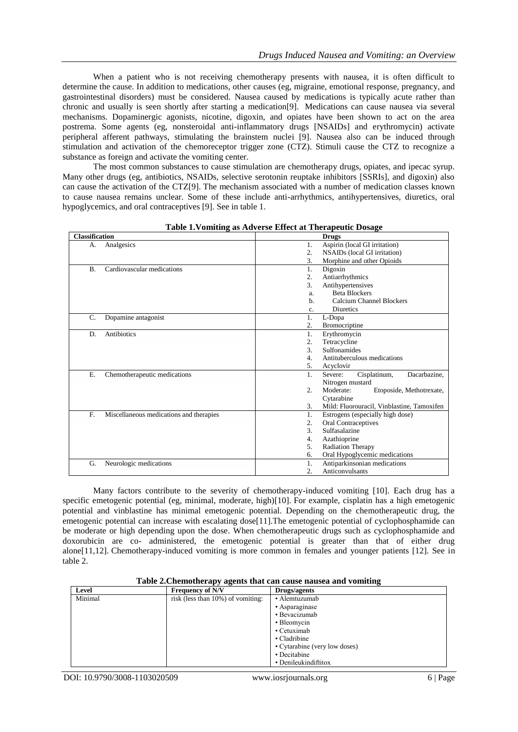When a patient who is not receiving chemotherapy presents with nausea, it is often difficult to determine the cause. In addition to medications, other causes (eg, migraine, emotional response, pregnancy, and gastrointestinal disorders) must be considered. Nausea caused by medications is typically acute rather than chronic and usually is seen shortly after starting a medication[9]. Medications can cause nausea via several mechanisms. Dopaminergic agonists, nicotine, digoxin, and opiates have been shown to act on the area postrema. Some agents (eg, nonsteroidal anti-inflammatory drugs [NSAIDs] and erythromycin) activate peripheral afferent pathways, stimulating the brainstem nuclei [9]. Nausea also can be induced through stimulation and activation of the chemoreceptor trigger zone (CTZ). Stimuli cause the CTZ to recognize a substance as foreign and activate the vomiting center.

The most common substances to cause stimulation are chemotherapy drugs, opiates, and ipecac syrup. Many other drugs (eg, antibiotics, NSAIDs, selective serotonin reuptake inhibitors [SSRIs], and digoxin) also can cause the activation of the CTZ[9]. The mechanism associated with a number of medication classes known to cause nausea remains unclear. Some of these include anti-arrhythmics, antihypertensives, diuretics, oral hypoglycemics, and oral contraceptives [9]. See in table 1.

**Table 1.Vomiting as Adverse Effect at Therapeutic Dosage**

| Classification | Drugs |
|---|---|
| A. Analgesics | 1. Aspirin (local GI irritation)<br>2. NSAIDs (local GI irritation)<br>3. Morphine and other Opioids |
| B. Cardiovascular medications | 1. Digoxin<br>2. Antiarrhythmics<br>3. Antihypertensives<br>a. Beta Blockers<br>b. Calcium Channel Blockers<br>c. Diuretics |
| C. Dopamine antagonist | 1. L-Dopa<br>2. Bromocriptine |
| D. Antibiotics | 1. Erythromycin<br>2. Tetracycline<br>3. Sulfonamides<br>4. Antituberculous medications<br>5. Acyclovir |
| E. Chemotherapeutic medications | 1. Severe: Cisplatinum, Dacarbazine, Nitrogen mustard<br>2. Moderate: Etoposide, Methotrexate, Cytarabine<br>3. Mild: Fluorouracil, Vinblastine, Tamoxifen |
| F. Miscellaneous medications and therapies | 1. Estrogens (especially high dose)<br>2. Oral Contraceptives<br>3. Sulfasalazine<br>4. Azathioprine<br>5. Radiation Therapy<br>6. Oral Hypoglycemic medications |
| G. Neurologic medications | 1. Antiparkinsonian medications<br>2. Anticonvulsants |

Many factors contribute to the severity of chemotherapy-induced vomiting [10]. Each drug has a specific emetogenic potential (eg, minimal, moderate, high)[10]. For example, cisplatin has a high emetogenic potential and vinblastine has minimal emetogenic potential. Depending on the chemotherapeutic drug, the emetogenic potential can increase with escalating dose[11].The emetogenic potential of cyclophosphamide can be moderate or high depending upon the dose. When chemotherapeutic drugs such as cyclophosphamide and doxorubicin are co- administered, the emetogenic potential is greater than that of either drug alone[11,12]. Chemotherapy-induced vomiting is more common in females and younger patients [12]. See in table 2.

**Table 2.Chemotherapy agents that can cause nausea and vomiting**

| Level | Frequency of N/V | Drugs/agents |
|---|---|---|
| Minimal | risk (less than 10%) of vomiting: | • Alemtuzumab<br>• Asparaginase<br>• Bevacizumab<br>• Bleomycin<br>• Cetuximab<br>• Cladribine<br>• Cytarabine (very low doses)<br>• Decitabine<br>• Denileukindiftitox |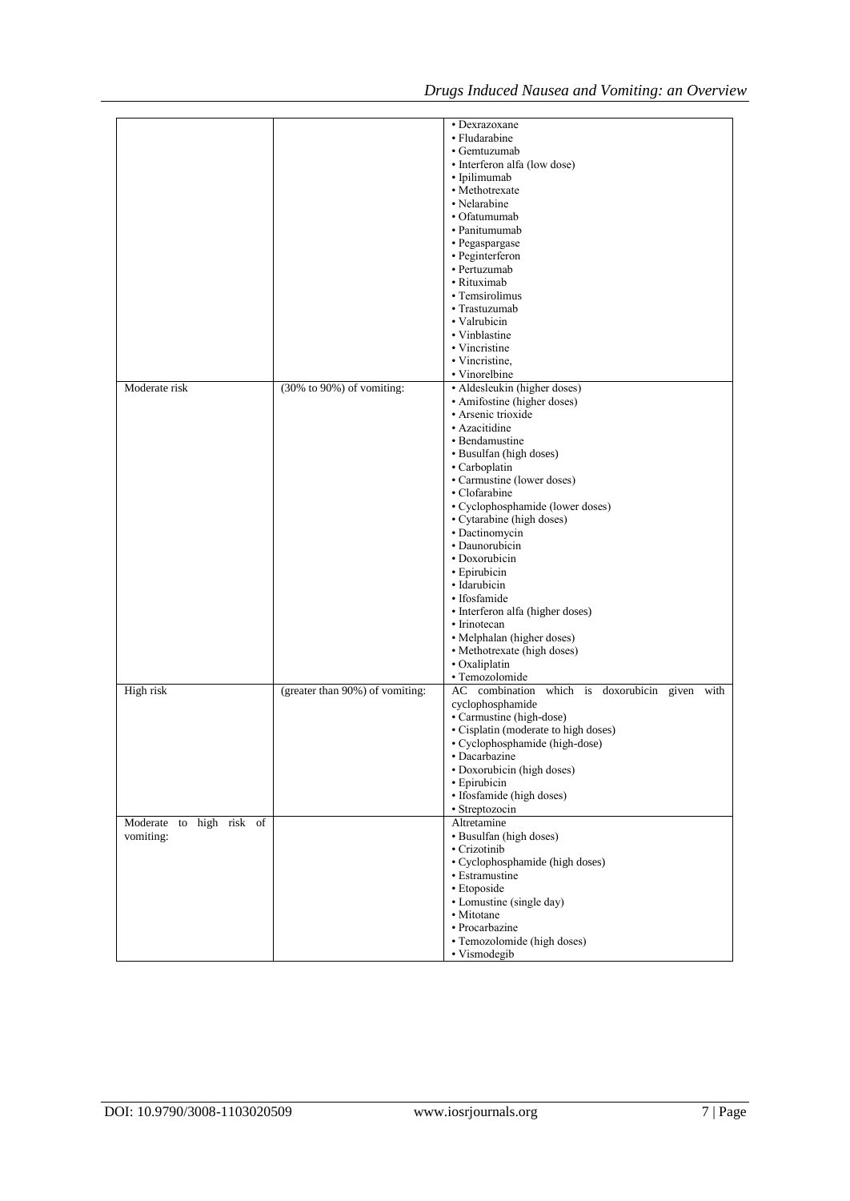| | | |
|---|---|---|
| | | • Dexrazoxane<br>• Fludarabine<br>• Gemtuzumab<br>• Interferon alfa (low dose)<br>• Ipilimumab<br>• Methotrexate<br>• Nelarabine<br>• Ofatumumab<br>• Panitumumab<br>• Pegaspargase<br>• Peginterferon<br>• Pertuzumab<br>• Rituximab<br>• Temsirolimus<br>• Trastuzumab<br>• Valrubicin<br>• Vinblastine<br>• Vincristine<br>• Vincristine,<br>• Vinorelbine |
| Moderate risk | (30% to 90%) of vomiting: | • Aldesleukin (higher doses)<br>• Amifostine (higher doses)<br>• Arsenic trioxide<br>• Azacitidine<br>• Bendamustine<br>• Busulfan (high doses)<br>• Carboplatin<br>• Carmustine (lower doses)<br>• Clofarabine<br>• Cyclophosphamide (lower doses)<br>• Cytarabine (high doses)<br>• Dactinomycin<br>• Daunorubicin<br>• Doxorubicin<br>• Epirubicin<br>• Idarubicin<br>• Ifosfamide<br>• Interferon alfa (higher doses)<br>• Irinotecan<br>• Melphalan (higher doses)<br>• Methotrexate (high doses)<br>• Oxaliplatin<br>• Temozolomide |
| High risk | (greater than 90%) of vomiting: | AC combination which is doxorubicin given with cyclophosphamide<br>• Carmustine (high-dose)<br>• Cisplatin (moderate to high doses)<br>• Cyclophosphamide (high-dose)<br>• Dacarbazine<br>• Doxorubicin (high doses)<br>• Epirubicin<br>• Ifosfamide (high doses)<br>• Streptozocin |
| Moderate to high risk of vomiting: | | Altretamine<br>• Busulfan (high doses)<br>• Crizotinib<br>• Cyclophosphamide (high doses)<br>• Estramustine<br>• Etoposide<br>• Lomustine (single day)<br>• Mitotane<br>• Procarbazine<br>• Temozolomide (high doses)<br>• Vismodegib |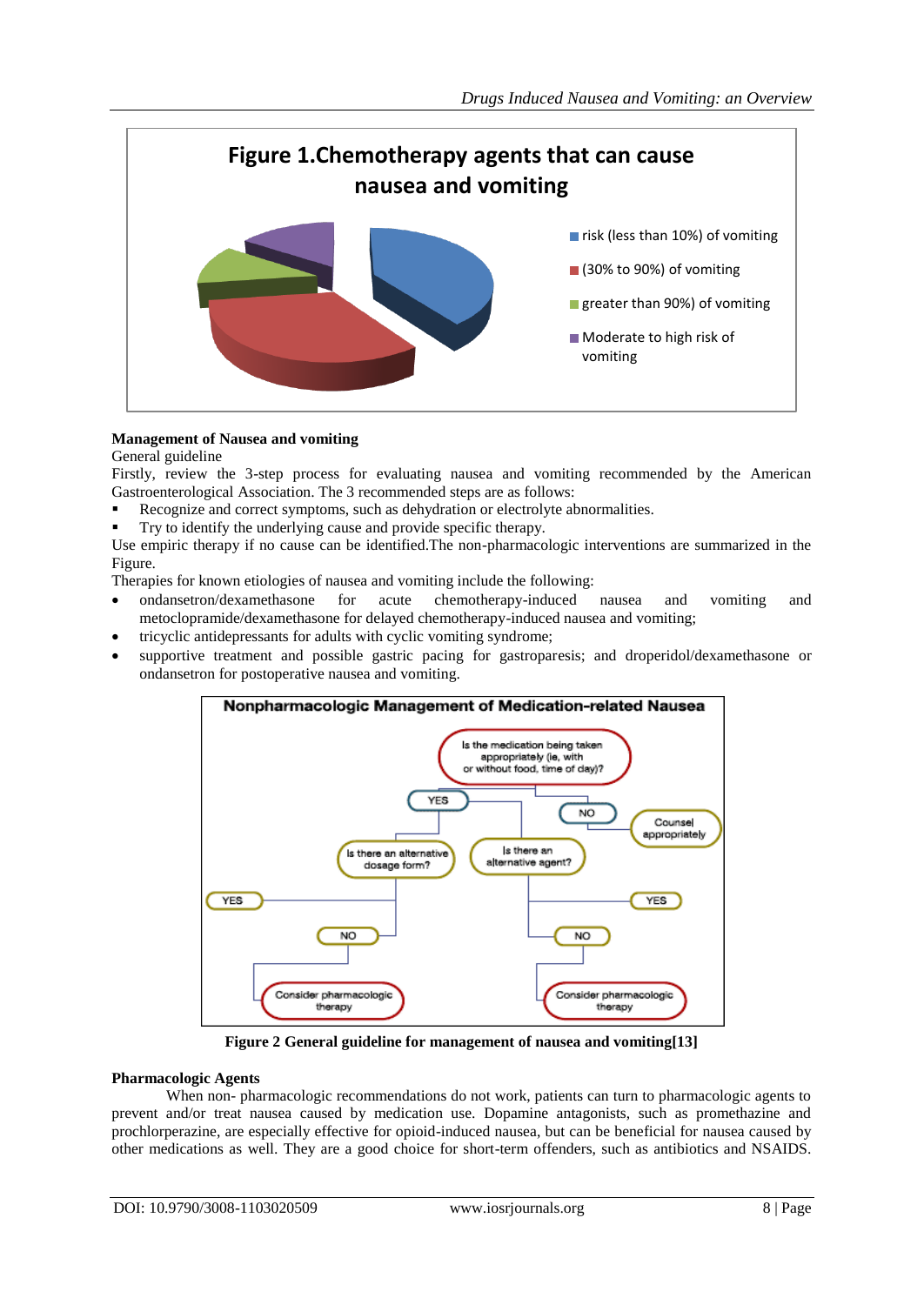**Figure 1.Chemotherapy agents that can cause nausea and vomiting**

- risk (less than 10%) of vomiting
- (30% to 90%) of vomiting
- greater than 90%) of vomiting
- Moderate to high risk of vomiting

**Management of Nausea and vomiting**

General guideline

Firstly, review the 3-step process for evaluating nausea and vomiting recommended by the American Gastroenterological Association. The 3 recommended steps are as follows:

- Recognize and correct symptoms, such as dehydration or electrolyte abnormalities.
- Try to identify the underlying cause and provide specific therapy.

Use empiric therapy if no cause can be identified.The non-pharmacologic interventions are summarized in the Figure.

Therapies for known etiologies of nausea and vomiting include the following:

- ondansetron/dexamethasone for acute chemotherapy-induced nausea and vomiting and metoclopramide/dexamethasone for delayed chemotherapy-induced nausea and vomiting;
- tricyclic antidepressants for adults with cyclic vomiting syndrome;
- supportive treatment and possible gastric pacing for gastroparesis; and droperidol/dexamethasone or ondansetron for postoperative nausea and vomiting.

**Nonpharmacologic Management of Medication-related Nausea**

Is the medication being taken appropriately (ie, with or without food, time of day)?

- NO → Counsel appropriately
- YES → Is there an alternative dosage form?
  - YES
  - NO → Consider pharmacologic therapy
- YES → Is there an alternative agent?
  - YES
  - NO → Consider pharmacologic therapy

**Figure 2 General guideline for management of nausea and vomiting[13]**

**Pharmacologic Agents**

When non- pharmacologic recommendations do not work, patients can turn to pharmacologic agents to prevent and/or treat nausea caused by medication use. Dopamine antagonists, such as promethazine and prochlorperazine, are especially effective for opioid-induced nausea, but can be beneficial for nausea caused by other medications as well. They are a good choice for short-term offenders, such as antibiotics and NSAIDS.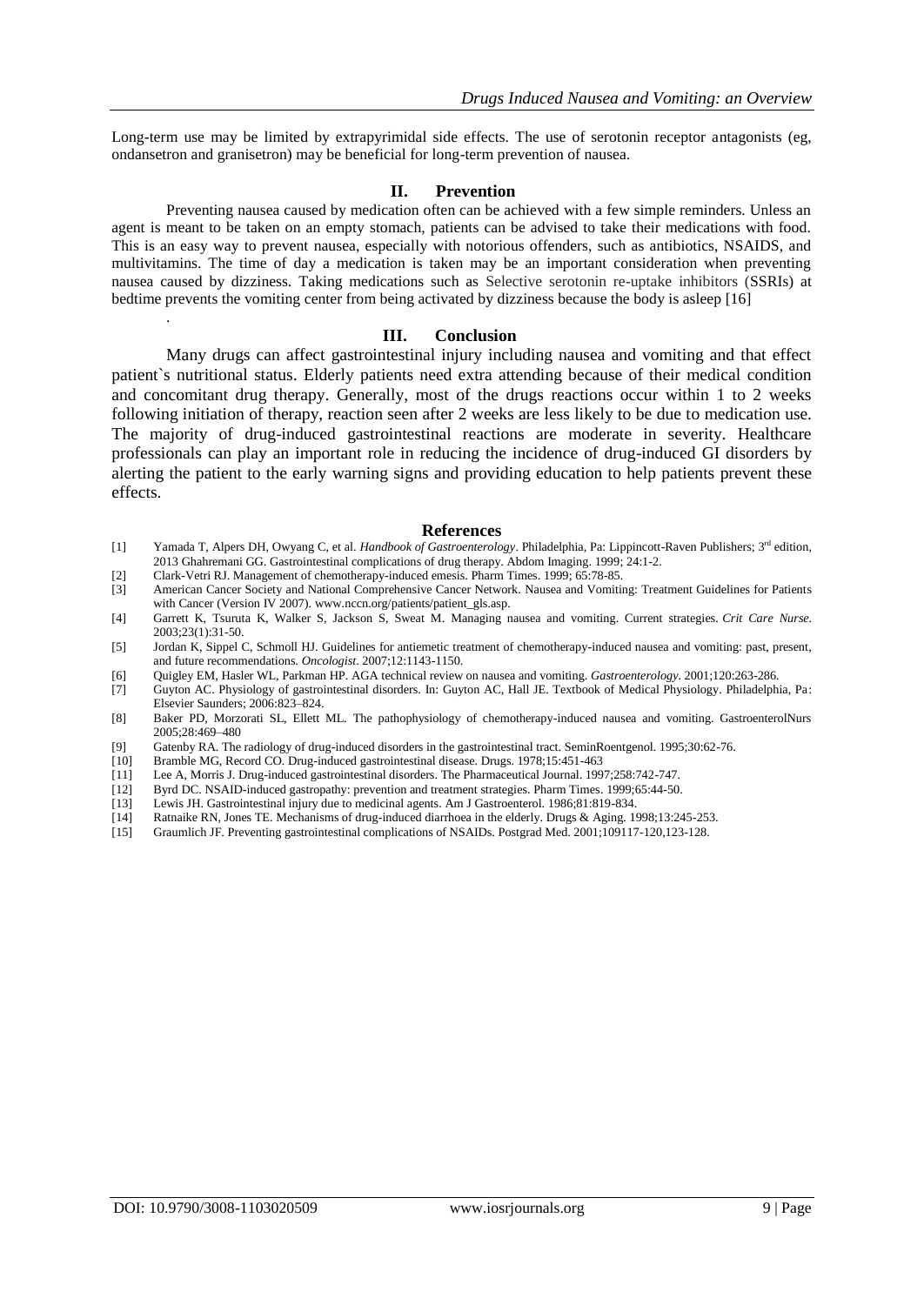Long-term use may be limited by extrapyrimidal side effects. The use of serotonin receptor antagonists (eg, ondansetron and granisetron) may be beneficial for long-term prevention of nausea.

## II. Prevention

Preventing nausea caused by medication often can be achieved with a few simple reminders. Unless an agent is meant to be taken on an empty stomach, patients can be advised to take their medications with food. This is an easy way to prevent nausea, especially with notorious offenders, such as antibiotics, NSAIDS, and multivitamins. The time of day a medication is taken may be an important consideration when preventing nausea caused by dizziness. Taking medications such as Selective serotonin re-uptake inhibitors (SSRIs) at bedtime prevents the vomiting center from being activated by dizziness because the body is asleep [16]

.

## III. Conclusion

Many drugs can affect gastrointestinal injury including nausea and vomiting and that effect patient`s nutritional status. Elderly patients need extra attending because of their medical condition and concomitant drug therapy. Generally, most of the drugs reactions occur within 1 to 2 weeks following initiation of therapy, reaction seen after 2 weeks are less likely to be due to medication use. The majority of drug-induced gastrointestinal reactions are moderate in severity. Healthcare professionals can play an important role in reducing the incidence of drug-induced GI disorders by alerting the patient to the early warning signs and providing education to help patients prevent these effects.

## References

[1] Yamada T, Alpers DH, Owyang C, et al. *Handbook of Gastroenterology*. Philadelphia, Pa: Lippincott-Raven Publishers; 3rd edition, 2013 Ghahremani GG. Gastrointestinal complications of drug therapy. Abdom Imaging. 1999; 24:1-2.

[2] Clark-Vetri RJ. Management of chemotherapy-induced emesis. Pharm Times. 1999; 65:78-85.

[3] American Cancer Society and National Comprehensive Cancer Network. Nausea and Vomiting: Treatment Guidelines for Patients with Cancer (Version IV 2007). www.nccn.org/patients/patient_gls.asp.

[4] Garrett K, Tsuruta K, Walker S, Jackson S, Sweat M. Managing nausea and vomiting. Current strategies. *Crit Care Nurse*. 2003;23(1):31-50.

[5] Jordan K, Sippel C, Schmoll HJ. Guidelines for antiemetic treatment of chemotherapy-induced nausea and vomiting: past, present, and future recommendations. *Oncologist*. 2007;12:1143-1150.

[6] Quigley EM, Hasler WL, Parkman HP. AGA technical review on nausea and vomiting. *Gastroenterology*. 2001;120:263-286.

[7] Guyton AC. Physiology of gastrointestinal disorders. In: Guyton AC, Hall JE. Textbook of Medical Physiology. Philadelphia, Pa: Elsevier Saunders; 2006:823–824.

[8] Baker PD, Morzorati SL, Ellett ML. The pathophysiology of chemotherapy-induced nausea and vomiting. GastroenterolNurs 2005;28:469–480

[9] Gatenby RA. The radiology of drug-induced disorders in the gastrointestinal tract. SeminRoentgenol. 1995;30:62-76.

[10] Bramble MG, Record CO. Drug-induced gastrointestinal disease. Drugs. 1978;15:451-463

[11] Lee A, Morris J. Drug-induced gastrointestinal disorders. The Pharmaceutical Journal. 1997;258:742-747.

[12] Byrd DC. NSAID-induced gastropathy: prevention and treatment strategies. Pharm Times. 1999;65:44-50.

[13] Lewis JH. Gastrointestinal injury due to medicinal agents. Am J Gastroenterol. 1986;81:819-834.

[14] Ratnaike RN, Jones TE. Mechanisms of drug-induced diarrhoea in the elderly. Drugs & Aging. 1998;13:245-253.

[15] Graumlich JF. Preventing gastrointestinal complications of NSAIDs. Postgrad Med. 2001;109117-120,123-128.